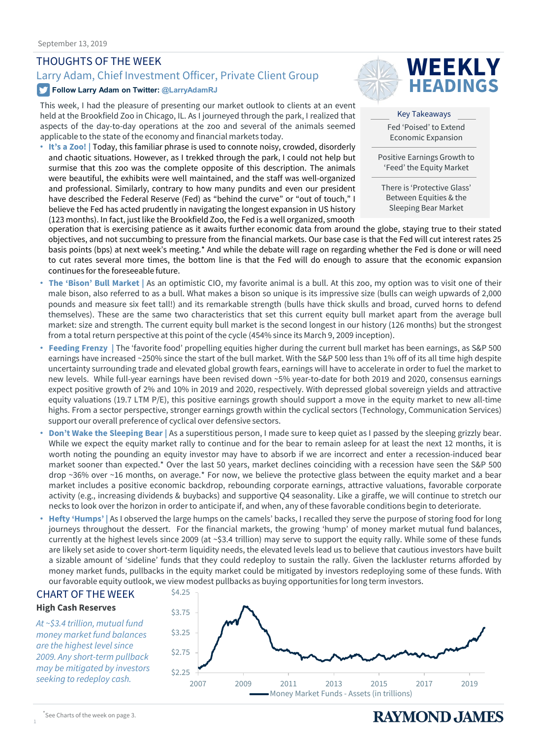September 13, 2019

# WEEKLY HEADINGS

## THOUGHTS OF THE WEEK

### Larry Adam, Chief Investment Officer, Private Client Group

**Follow Larry Adam on Twitter:** @LarryAdamRJ

**Key Takeaways**

Fed 'Poised' to Extend Economic Expansion

Positive Earnings Growth to 'Feed' the Equity Market

There is 'Protective Glass' Between Equities & the Sleeping Bear Market

This week, I had the pleasure of presenting our market outlook to clients at an event held at the Brookfield Zoo in Chicago, IL. As I journeyed through the park, I realized that aspects of the day-to-day operations at the zoo and several of the animals seemed applicable to the state of the economy and financial markets today.

- **It's a Zoo!** | Today, this familiar phrase is used to connote noisy, crowded, disorderly and chaotic situations. However, as I trekked through the park, I could not help but surmise that this zoo was the complete opposite of this description. The animals were beautiful, the exhibits were well maintained, and the staff was well-organized and professional. Similarly, contrary to how many pundits and even our president have described the Federal Reserve (Fed) as "behind the curve" or "out of touch," I believe the Fed has acted prudently in navigating the longest expansion in US history (123 months). In fact, just like the Brookfield Zoo, the Fed is a well organized, smooth operation that is exercising patience as it awaits further economic data from around the globe, staying true to their stated objectives, and not succumbing to pressure from the financial markets. Our base case is that the Fed will cut interest rates 25 basis points (bps) at next week's meeting.* And while the debate will rage on regarding whether the Fed is done or will need to cut rates several more times, the bottom line is that the Fed will do enough to assure that the economic expansion continues for the foreseeable future.
- **The 'Bison' Bull Market** | As an optimistic CIO, my favorite animal is a bull. At this zoo, my option was to visit one of their male bison, also referred to as a bull. What makes a bison so unique is its impressive size (bulls can weigh upwards of 2,000 pounds and measure six feet tall!) and its remarkable strength (bulls have thick skulls and broad, curved horns to defend themselves). These are the same two characteristics that set this current equity bull market apart from the average bull market: size and strength. The current equity bull market is the second longest in our history (126 months) but the strongest from a total return perspective at this point of the cycle (454% since its March 9, 2009 inception).
- **Feeding Frenzy** | The 'favorite food' propelling equities higher during the current bull market has been earnings, as S&P 500 earnings have increased ~250% since the start of the bull market. With the S&P 500 less than 1% off of its all time high despite uncertainty surrounding trade and elevated global growth fears, earnings will have to accelerate in order to fuel the market to new levels. While full-year earnings have been revised down ~5% year-to-date for both 2019 and 2020, consensus earnings expect positive growth of 2% and 10% in 2019 and 2020, respectively. With depressed global sovereign yields and attractive equity valuations (19.7 LTM P/E), this positive earnings growth should support a move in the equity market to new all-time highs. From a sector perspective, stronger earnings growth within the cyclical sectors (Technology, Communication Services) support our overall preference of cyclical over defensive sectors.
- **Don't Wake the Sleeping Bear** | As a superstitious person, I made sure to keep quiet as I passed by the sleeping grizzly bear. While we expect the equity market rally to continue and for the bear to remain asleep for at least the next 12 months, it is worth noting the pounding an equity investor may have to absorb if we are incorrect and enter a recession-induced bear market sooner than expected.* Over the last 50 years, market declines coinciding with a recession have seen the S&P 500 drop ~36% over ~16 months, on average.* For now, we believe the protective glass between the equity market and a bear market includes a positive economic backdrop, rebounding corporate earnings, attractive valuations, favorable corporate activity (e.g., increasing dividends & buybacks) and supportive Q4 seasonality. Like a giraffe, we will continue to stretch our necks to look over the horizon in order to anticipate if, and when, any of these favorable conditions begin to deteriorate.
- **Hefty 'Humps'** | As I observed the large humps on the camels' backs, I recalled they serve the purpose of storing food for long journeys throughout the dessert. For the financial markets, the growing 'hump' of money market mutual fund balances, currently at the highest levels since 2009 (at ~$3.4 trillion) may serve to support the equity rally. While some of these funds are likely set aside to cover short-term liquidity needs, the elevated levels lead us to believe that cautious investors have built a sizable amount of 'sideline' funds that they could redeploy to sustain the rally. Given the lackluster returns afforded by money market funds, pullbacks in the equity market could be mitigated by investors redeploying some of these funds. With our favorable equity outlook, we view modest pullbacks as buying opportunities for long term investors.

## CHART OF THE WEEK

**High Cash Reserves**

*At ~$3.4 trillion, mutual fund money market fund balances are the highest level since 2009. Any short-term pullback may be mitigated by investors seeking to redeploy cash.*

Money Market Funds - Assets (in trillions)

*See Charts of the week on page 3.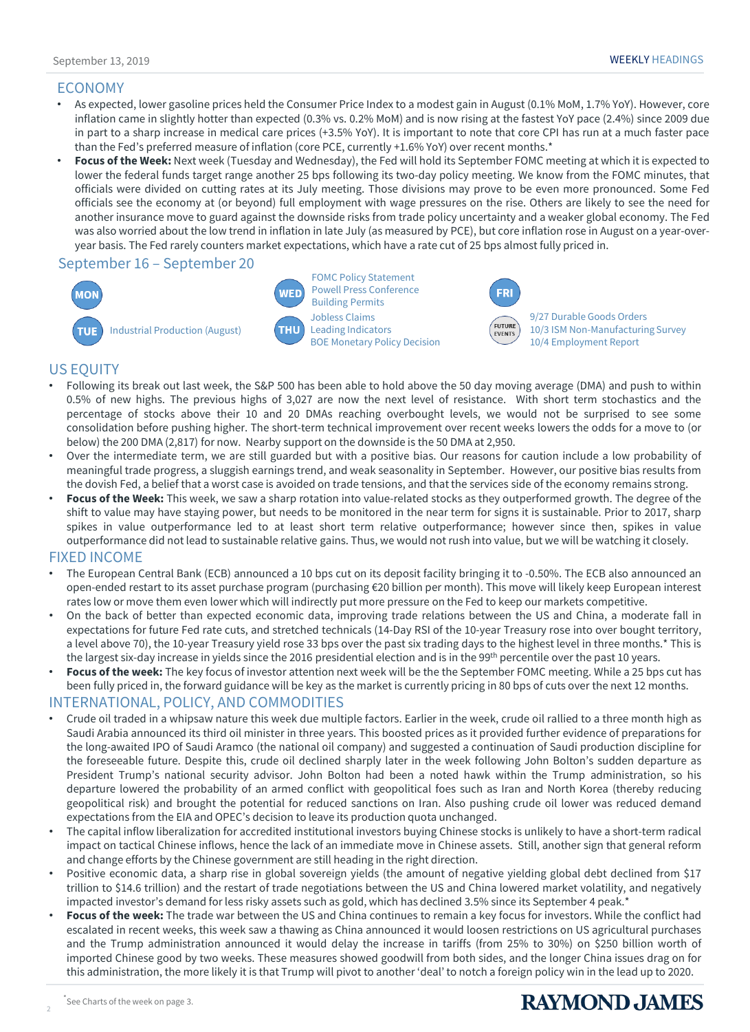September 13, 2019

## ECONOMY

- As expected, lower gasoline prices held the Consumer Price Index to a modest gain in August (0.1% MoM, 1.7% YoY). However, core inflation came in slightly hotter than expected (0.3% vs. 0.2% MoM) and is now rising at the fastest YoY pace (2.4%) since 2009 due in part to a sharp increase in medical care prices (+3.5% YoY). It is important to note that core CPI has run at a much faster pace than the Fed's preferred measure of inflation (core PCE, currently +1.6% YoY) over recent months.*
- **Focus of the Week:** Next week (Tuesday and Wednesday), the Fed will hold its September FOMC meeting at which it is expected to lower the federal funds target range another 25 bps following its two-day policy meeting. We know from the FOMC minutes, that officials were divided on cutting rates at its July meeting. Those divisions may prove to be even more pronounced. Some Fed officials see the economy at (or beyond) full employment with wage pressures on the rise. Others are likely to see the need for another insurance move to guard against the downside risks from trade policy uncertainty and a weaker global economy. The Fed was also worried about the low trend in inflation in late July (as measured by PCE), but core inflation rose in August on a year-over-year basis. The Fed rarely counters market expectations, which have a rate cut of 25 bps almost fully priced in.

## September 16 – September 20

- **MON**
- **TUE** Industrial Production (August)
- **WED** FOMC Policy Statement; Powell Press Conference; Building Permits
- **THU** Jobless Claims; Leading Indicators; BOE Monetary Policy Decision
- **FRI**
- **FUTURE EVENTS** 9/27 Durable Goods Orders; 10/3 ISM Non-Manufacturing Survey; 10/4 Employment Report

## US EQUITY

- Following its break out last week, the S&P 500 has been able to hold above the 50 day moving average (DMA) and push to within 0.5% of new highs. The previous highs of 3,027 are now the next level of resistance. With short term stochastics and the percentage of stocks above their 10 and 20 DMAs reaching overbought levels, we would not be surprised to see some consolidation before pushing higher. The short-term technical improvement over recent weeks lowers the odds for a move to (or below) the 200 DMA (2,817) for now. Nearby support on the downside is the 50 DMA at 2,950.
- Over the intermediate term, we are still guarded but with a positive bias. Our reasons for caution include a low probability of meaningful trade progress, a sluggish earnings trend, and weak seasonality in September. However, our positive bias results from the dovish Fed, a belief that a worst case is avoided on trade tensions, and that the services side of the economy remains strong.
- **Focus of the Week:** This week, we saw a sharp rotation into value-related stocks as they outperformed growth. The degree of the shift to value may have staying power, but needs to be monitored in the near term for signs it is sustainable. Prior to 2017, sharp spikes in value outperformance led to at least short term relative outperformance; however since then, spikes in value outperformance did not lead to sustainable relative gains. Thus, we would not rush into value, but we will be watching it closely.

## FIXED INCOME

- The European Central Bank (ECB) announced a 10 bps cut on its deposit facility bringing it to -0.50%. The ECB also announced an open-ended restart to its asset purchase program (purchasing €20 billion per month). This move will likely keep European interest rates low or move them even lower which will indirectly put more pressure on the Fed to keep our markets competitive.
- On the back of better than expected economic data, improving trade relations between the US and China, a moderate fall in expectations for future Fed rate cuts, and stretched technicals (14-Day RSI of the 10-year Treasury rose into over bought territory, a level above 70), the 10-year Treasury yield rose 33 bps over the past six trading days to the highest level in three months.* This is the largest six-day increase in yields since the 2016 presidential election and is in the 99th percentile over the past 10 years.
- **Focus of the week:** The key focus of investor attention next week will be the the September FOMC meeting. While a 25 bps cut has been fully priced in, the forward guidance will be key as the market is currently pricing in 80 bps of cuts over the next 12 months.

## INTERNATIONAL, POLICY, AND COMMODITIES

- Crude oil traded in a whipsaw nature this week due multiple factors. Earlier in the week, crude oil rallied to a three month high as Saudi Arabia announced its third oil minister in three years. This boosted prices as it provided further evidence of preparations for the long-awaited IPO of Saudi Aramco (the national oil company) and suggested a continuation of Saudi production discipline for the foreseeable future. Despite this, crude oil declined sharply later in the week following John Bolton's sudden departure as President Trump's national security advisor. John Bolton had been a noted hawk within the Trump administration, so his departure lowered the probability of an armed conflict with geopolitical foes such as Iran and North Korea (thereby reducing geopolitical risk) and brought the potential for reduced sanctions on Iran. Also pushing crude oil lower was reduced demand expectations from the EIA and OPEC's decision to leave its production quota unchanged.
- The capital inflow liberalization for accredited institutional investors buying Chinese stocks is unlikely to have a short-term radical impact on tactical Chinese inflows, hence the lack of an immediate move in Chinese assets. Still, another sign that general reform and change efforts by the Chinese government are still heading in the right direction.
- Positive economic data, a sharp rise in global sovereign yields (the amount of negative yielding global debt declined from $17 trillion to $14.6 trillion) and the restart of trade negotiations between the US and China lowered market volatility, and negatively impacted investor's demand for less risky assets such as gold, which has declined 3.5% since its September 4 peak.*
- **Focus of the week:** The trade war between the US and China continues to remain a key focus for investors. While the conflict had escalated in recent weeks, this week saw a thawing as China announced it would loosen restrictions on US agricultural purchases and the Trump administration announced it would delay the increase in tariffs (from 25% to 30%) on $250 billion worth of imported Chinese good by two weeks. These measures showed goodwill from both sides, and the longer China issues drag on for this administration, the more likely it is that Trump will pivot to another 'deal' to notch a foreign policy win in the lead up to 2020.

*See Charts of the week on page 3.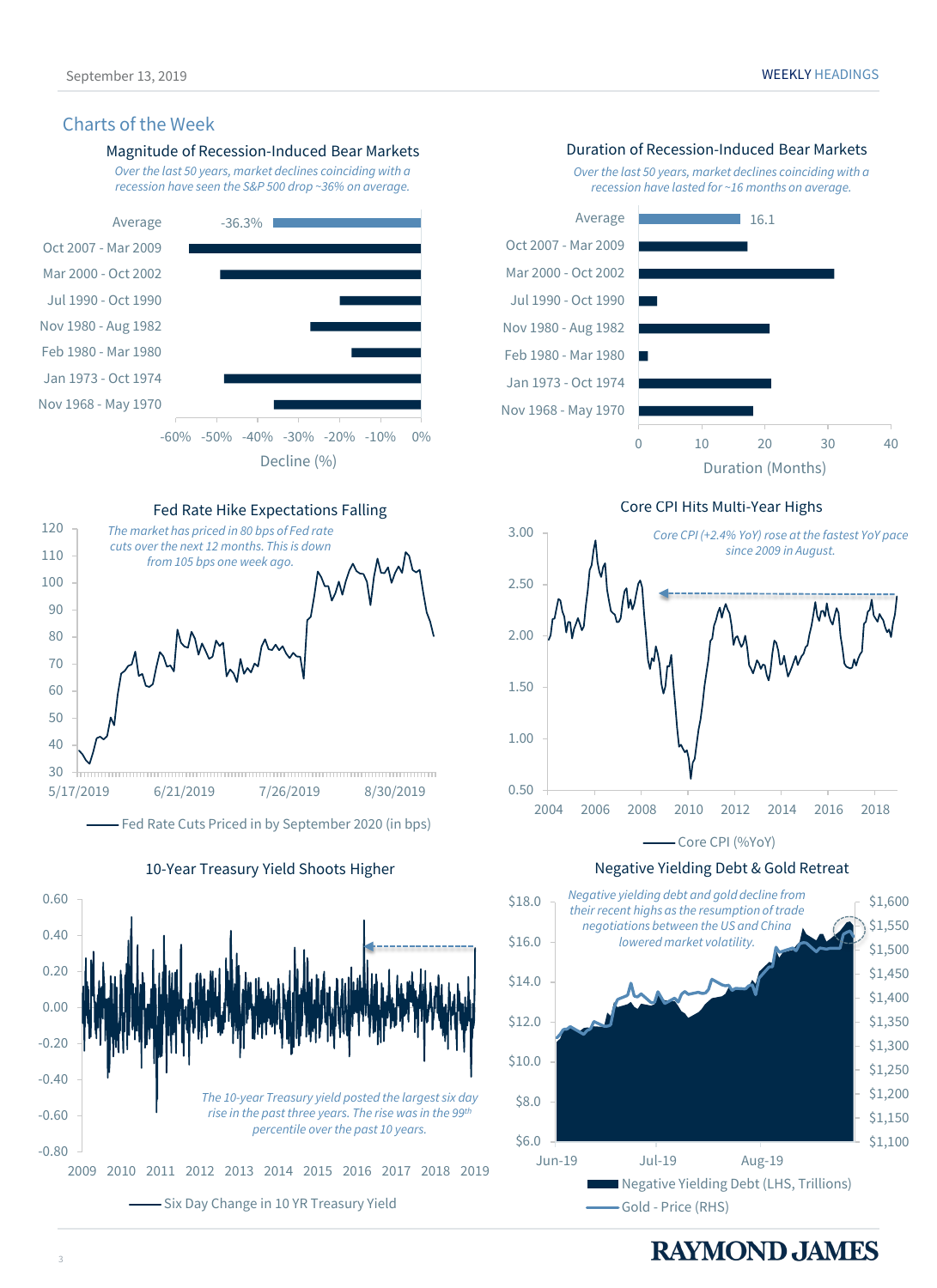## Charts of the Week

### Magnitude of Recession-Induced Bear Markets

*Over the last 50 years, market declines coinciding with a recession have seen the S&P 500 drop ~36% on average.*

| Period | Decline (%) |
|---|---|
| Average | -36.3% |
| Oct 2007 - Mar 2009 | |
| Mar 2000 - Oct 2002 | |
| Jul 1990 - Oct 1990 | |
| Nov 1980 - Aug 1982 | |
| Feb 1980 - Mar 1980 | |
| Jan 1973 - Oct 1974 | |
| Nov 1968 - May 1970 | |

Decline (%)

### Duration of Recession-Induced Bear Markets

*Over the last 50 years, market declines coinciding with a recession have lasted for ~16 months on average.*

| Period | Duration (Months) |
|---|---|
| Average | 16.1 |
| Oct 2007 - Mar 2009 | |
| Mar 2000 - Oct 2002 | |
| Jul 1990 - Oct 1990 | |
| Nov 1980 - Aug 1982 | |
| Feb 1980 - Mar 1980 | |
| Jan 1973 - Oct 1974 | |
| Nov 1968 - May 1970 | |

Duration (Months)

### Fed Rate Hike Expectations Falling

*The market has priced in 80 bps of Fed rate cuts over the next 12 months. This is down from 105 bps one week ago.*

Fed Rate Cuts Priced in by September 2020 (in bps)

### Core CPI Hits Multi-Year Highs

*Core CPI (+2.4% YoY) rose at the fastest YoY pace since 2009 in August.*

Core CPI (%YoY)

### 10-Year Treasury Yield Shoots Higher

*The 10-year Treasury yield posted the largest six day rise in the past three years. The rise was in the 99th percentile over the past 10 years.*

Six Day Change in 10 YR Treasury Yield

### Negative Yielding Debt & Gold Retreat

*Negative yielding debt and gold decline from their recent highs as the resumption of trade negotiations between the US and China lowered market volatility.*

Negative Yielding Debt (LHS, Trillions)

Gold - Price (RHS)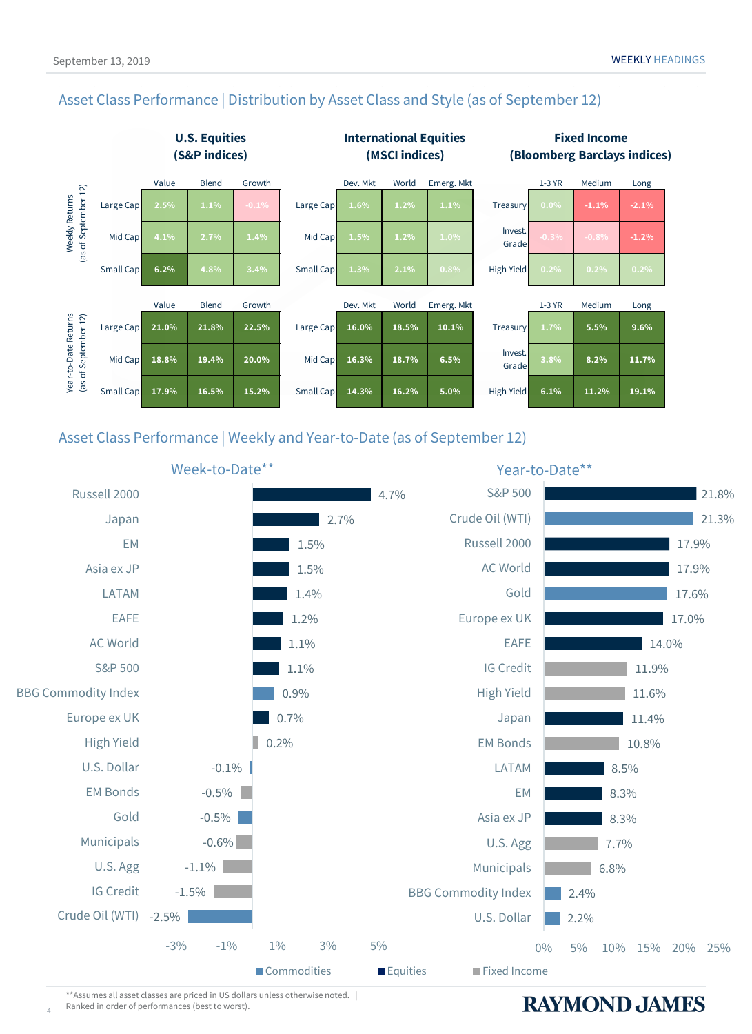## Asset Class Performance | Distribution by Asset Class and Style (as of September 12)

### Weekly Returns (as of September 12)

**U.S. Equities (S&P indices)**

| | Value | Blend | Growth |
|---|---|---|---|
| Large Cap | 2.5% | 1.1% | -0.1% |
| Mid Cap | 4.1% | 2.7% | 1.4% |
| Small Cap | 6.2% | 4.8% | 3.4% |

**International Equities (MSCI indices)**

| | Dev. Mkt | World | Emerg. Mkt |
|---|---|---|---|
| Large Cap | 1.6% | 1.2% | 1.1% |
| Mid Cap | 1.5% | 1.2% | 1.0% |
| Small Cap | 1.3% | 2.1% | 0.8% |

**Fixed Income (Bloomberg Barclays indices)**

| | 1-3 YR | Medium | Long |
|---|---|---|---|
| Treasury | 0.0% | -1.1% | -2.1% |
| Invest. Grade | -0.3% | -0.8% | -1.2% |
| High Yield | 0.2% | 0.2% | 0.2% |

### Year-to-Date Returns (as of September 12)

**U.S. Equities (S&P indices)**

| | Value | Blend | Growth |
|---|---|---|---|
| Large Cap | 21.0% | 21.8% | 22.5% |
| Mid Cap | 18.8% | 19.4% | 20.0% |
| Small Cap | 17.9% | 16.5% | 15.2% |

**International Equities (MSCI indices)**

| | Dev. Mkt | World | Emerg. Mkt |
|---|---|---|---|
| Large Cap | 16.0% | 18.5% | 10.1% |
| Mid Cap | 16.3% | 18.7% | 6.5% |
| Small Cap | 14.3% | 16.2% | 5.0% |

**Fixed Income (Bloomberg Barclays indices)**

| | 1-3 YR | Medium | Long |
|---|---|---|---|
| Treasury | 1.7% | 5.5% | 9.6% |
| Invest. Grade | 3.8% | 8.2% | 11.7% |
| High Yield | 6.1% | 11.2% | 19.1% |

## Asset Class Performance | Weekly and Year-to-Date (as of September 12)

### Week-to-Date**

| Asset | Return |
|---|---|
| Russell 2000 | 4.7% |
| Japan | 2.7% |
| EM | 1.5% |
| Asia ex JP | 1.5% |
| LATAM | 1.4% |
| EAFE | 1.2% |
| AC World | 1.1% |
| S&P 500 | 1.1% |
| BBG Commodity Index | 0.9% |
| Europe ex UK | 0.7% |
| High Yield | 0.2% |
| U.S. Dollar | -0.1% |
| EM Bonds | -0.5% |
| Gold | -0.5% |
| Municipals | -0.6% |
| U.S. Agg | -1.1% |
| IG Credit | -1.5% |
| Crude Oil (WTI) | -2.5% |

### Year-to-Date**

| Asset | Return |
|---|---|
| S&P 500 | 21.8% |
| Crude Oil (WTI) | 21.3% |
| Russell 2000 | 17.9% |
| AC World | 17.9% |
| Gold | 17.6% |
| Europe ex UK | 17.0% |
| EAFE | 14.0% |
| IG Credit | 11.9% |
| High Yield | 11.6% |
| Japan | 11.4% |
| EM Bonds | 10.8% |
| LATAM | 8.5% |
| EM | 8.3% |
| Asia ex JP | 8.3% |
| U.S. Agg | 7.7% |
| Municipals | 6.8% |
| BBG Commodity Index | 2.4% |
| U.S. Dollar | 2.2% |

Commodities | Equities | Fixed Income

**Assumes all asset classes are priced in US dollars unless otherwise noted. | Ranked in order of performances (best to worst).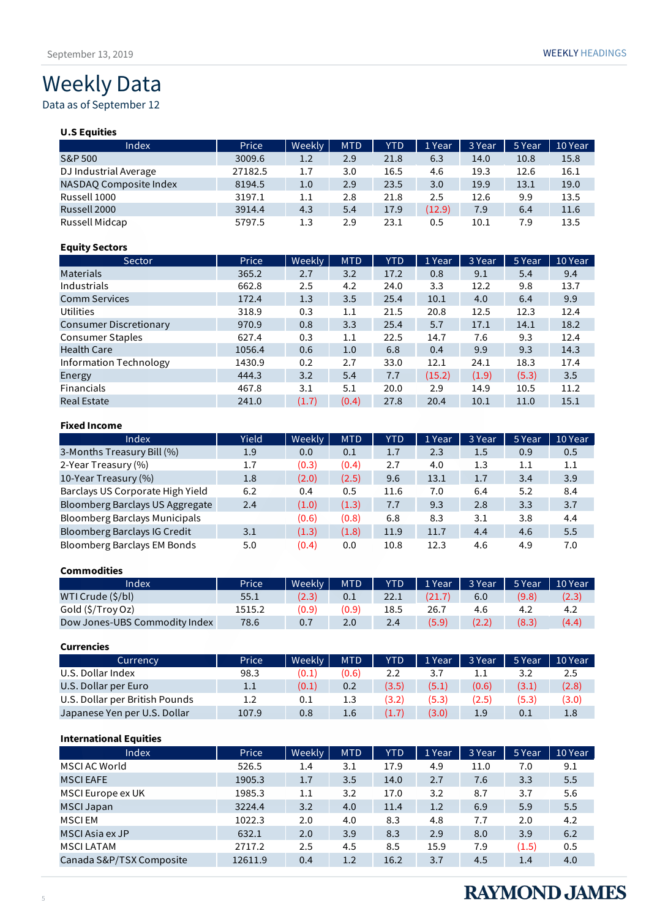September 13, 2019

# Weekly Data

Data as of September 12

### U.S Equities

| Index | Price | Weekly | MTD | YTD | 1 Year | 3 Year | 5 Year | 10 Year |
|---|---|---|---|---|---|---|---|---|
| S&P 500 | 3009.6 | 1.2 | 2.9 | 21.8 | 6.3 | 14.0 | 10.8 | 15.8 |
| DJ Industrial Average | 27182.5 | 1.7 | 3.0 | 16.5 | 4.6 | 19.3 | 12.6 | 16.1 |
| NASDAQ Composite Index | 8194.5 | 1.0 | 2.9 | 23.5 | 3.0 | 19.9 | 13.1 | 19.0 |
| Russell 1000 | 3197.1 | 1.1 | 2.8 | 21.8 | 2.5 | 12.6 | 9.9 | 13.5 |
| Russell 2000 | 3914.4 | 4.3 | 5.4 | 17.9 | (12.9) | 7.9 | 6.4 | 11.6 |
| Russell Midcap | 5797.5 | 1.3 | 2.9 | 23.1 | 0.5 | 10.1 | 7.9 | 13.5 |

### Equity Sectors

| Sector | Price | Weekly | MTD | YTD | 1 Year | 3 Year | 5 Year | 10 Year |
|---|---|---|---|---|---|---|---|---|
| Materials | 365.2 | 2.7 | 3.2 | 17.2 | 0.8 | 9.1 | 5.4 | 9.4 |
| Industrials | 662.8 | 2.5 | 4.2 | 24.0 | 3.3 | 12.2 | 9.8 | 13.7 |
| Comm Services | 172.4 | 1.3 | 3.5 | 25.4 | 10.1 | 4.0 | 6.4 | 9.9 |
| Utilities | 318.9 | 0.3 | 1.1 | 21.5 | 20.8 | 12.5 | 12.3 | 12.4 |
| Consumer Discretionary | 970.9 | 0.8 | 3.3 | 25.4 | 5.7 | 17.1 | 14.1 | 18.2 |
| Consumer Staples | 627.4 | 0.3 | 1.1 | 22.5 | 14.7 | 7.6 | 9.3 | 12.4 |
| Health Care | 1056.4 | 0.6 | 1.0 | 6.8 | 0.4 | 9.9 | 9.3 | 14.3 |
| Information Technology | 1430.9 | 0.2 | 2.7 | 33.0 | 12.1 | 24.1 | 18.3 | 17.4 |
| Energy | 444.3 | 3.2 | 5.4 | 7.7 | (15.2) | (1.9) | (5.3) | 3.5 |
| Financials | 467.8 | 3.1 | 5.1 | 20.0 | 2.9 | 14.9 | 10.5 | 11.2 |
| Real Estate | 241.0 | (1.7) | (0.4) | 27.8 | 20.4 | 10.1 | 11.0 | 15.1 |

### Fixed Income

| Index | Yield | Weekly | MTD | YTD | 1 Year | 3 Year | 5 Year | 10 Year |
|---|---|---|---|---|---|---|---|---|
| 3-Months Treasury Bill (%) | 1.9 | 0.0 | 0.1 | 1.7 | 2.3 | 1.5 | 0.9 | 0.5 |
| 2-Year Treasury (%) | 1.7 | (0.3) | (0.4) | 2.7 | 4.0 | 1.3 | 1.1 | 1.1 |
| 10-Year Treasury (%) | 1.8 | (2.0) | (2.5) | 9.6 | 13.1 | 1.7 | 3.4 | 3.9 |
| Barclays US Corporate High Yield | 6.2 | 0.4 | 0.5 | 11.6 | 7.0 | 6.4 | 5.2 | 8.4 |
| Bloomberg Barclays US Aggregate | 2.4 | (1.0) | (1.3) | 7.7 | 9.3 | 2.8 | 3.3 | 3.7 |
| Bloomberg Barclays Municipals | | (0.6) | (0.8) | 6.8 | 8.3 | 3.1 | 3.8 | 4.4 |
| Bloomberg Barclays IG Credit | 3.1 | (1.3) | (1.8) | 11.9 | 11.7 | 4.4 | 4.6 | 5.5 |
| Bloomberg Barclays EM Bonds | 5.0 | (0.4) | 0.0 | 10.8 | 12.3 | 4.6 | 4.9 | 7.0 |

### Commodities

| Index | Price | Weekly | MTD | YTD | 1 Year | 3 Year | 5 Year | 10 Year |
|---|---|---|---|---|---|---|---|---|
| WTI Crude ($/bl) | 55.1 | (2.3) | 0.1 | 22.1 | (21.7) | 6.0 | (9.8) | (2.3) |
| Gold ($/Troy Oz) | 1515.2 | (0.9) | (0.9) | 18.5 | 26.7 | 4.6 | 4.2 | 4.2 |
| Dow Jones-UBS Commodity Index | 78.6 | 0.7 | 2.0 | 2.4 | (5.9) | (2.2) | (8.3) | (4.4) |

### Currencies

| Currency | Price | Weekly | MTD | YTD | 1 Year | 3 Year | 5 Year | 10 Year |
|---|---|---|---|---|---|---|---|---|
| U.S. Dollar Index | 98.3 | (0.1) | (0.6) | 2.2 | 3.7 | 1.1 | 3.2 | 2.5 |
| U.S. Dollar per Euro | 1.1 | (0.1) | 0.2 | (3.5) | (5.1) | (0.6) | (3.1) | (2.8) |
| U.S. Dollar per British Pounds | 1.2 | 0.1 | 1.3 | (3.2) | (5.3) | (2.5) | (5.3) | (3.0) |
| Japanese Yen per U.S. Dollar | 107.9 | 0.8 | 1.6 | (1.7) | (3.0) | 1.9 | 0.1 | 1.8 |

### International Equities

| Index | Price | Weekly | MTD | YTD | 1 Year | 3 Year | 5 Year | 10 Year |
|---|---|---|---|---|---|---|---|---|
| MSCI AC World | 526.5 | 1.4 | 3.1 | 17.9 | 4.9 | 11.0 | 7.0 | 9.1 |
| MSCI EAFE | 1905.3 | 1.7 | 3.5 | 14.0 | 2.7 | 7.6 | 3.3 | 5.5 |
| MSCI Europe ex UK | 1985.3 | 1.1 | 3.2 | 17.0 | 3.2 | 8.7 | 3.7 | 5.6 |
| MSCI Japan | 3224.4 | 3.2 | 4.0 | 11.4 | 1.2 | 6.9 | 5.9 | 5.5 |
| MSCI EM | 1022.3 | 2.0 | 4.0 | 8.3 | 4.8 | 7.7 | 2.0 | 4.2 |
| MSCI Asia ex JP | 632.1 | 2.0 | 3.9 | 8.3 | 2.9 | 8.0 | 3.9 | 6.2 |
| MSCI LATAM | 2717.2 | 2.5 | 4.5 | 8.5 | 15.9 | 7.9 | (1.5) | 0.5 |
| Canada S&P/TSX Composite | 12611.9 | 0.4 | 1.2 | 16.2 | 3.7 | 4.5 | 1.4 | 4.0 |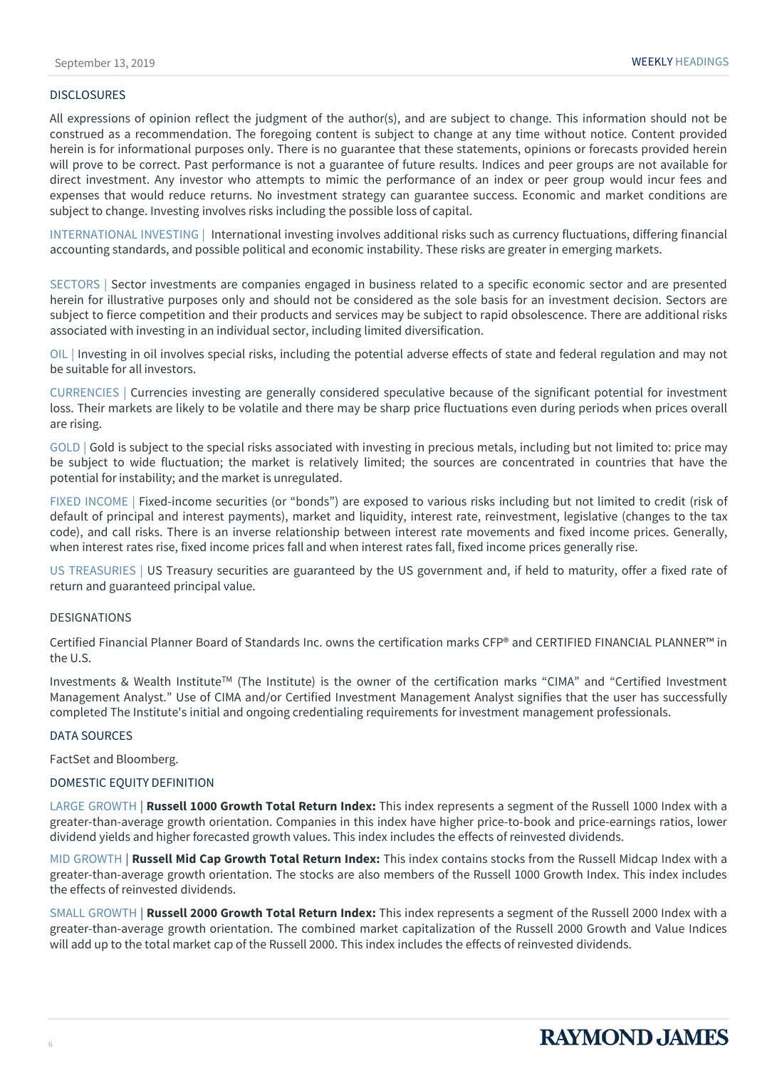## DISCLOSURES

All expressions of opinion reflect the judgment of the author(s), and are subject to change. This information should not be construed as a recommendation. The foregoing content is subject to change at any time without notice. Content provided herein is for informational purposes only. There is no guarantee that these statements, opinions or forecasts provided herein will prove to be correct. Past performance is not a guarantee of future results. Indices and peer groups are not available for direct investment. Any investor who attempts to mimic the performance of an index or peer group would incur fees and expenses that would reduce returns. No investment strategy can guarantee success. Economic and market conditions are subject to change. Investing involves risks including the possible loss of capital.

INTERNATIONAL INVESTING | International investing involves additional risks such as currency fluctuations, differing financial accounting standards, and possible political and economic instability. These risks are greater in emerging markets.

SECTORS | Sector investments are companies engaged in business related to a specific economic sector and are presented herein for illustrative purposes only and should not be considered as the sole basis for an investment decision. Sectors are subject to fierce competition and their products and services may be subject to rapid obsolescence. There are additional risks associated with investing in an individual sector, including limited diversification.

OIL | Investing in oil involves special risks, including the potential adverse effects of state and federal regulation and may not be suitable for all investors.

CURRENCIES | Currencies investing are generally considered speculative because of the significant potential for investment loss. Their markets are likely to be volatile and there may be sharp price fluctuations even during periods when prices overall are rising.

GOLD | Gold is subject to the special risks associated with investing in precious metals, including but not limited to: price may be subject to wide fluctuation; the market is relatively limited; the sources are concentrated in countries that have the potential for instability; and the market is unregulated.

FIXED INCOME | Fixed-income securities (or "bonds") are exposed to various risks including but not limited to credit (risk of default of principal and interest payments), market and liquidity, interest rate, reinvestment, legislative (changes to the tax code), and call risks. There is an inverse relationship between interest rate movements and fixed income prices. Generally, when interest rates rise, fixed income prices fall and when interest rates fall, fixed income prices generally rise.

US TREASURIES | US Treasury securities are guaranteed by the US government and, if held to maturity, offer a fixed rate of return and guaranteed principal value.

## DESIGNATIONS

Certified Financial Planner Board of Standards Inc. owns the certification marks CFP® and CERTIFIED FINANCIAL PLANNER™ in the U.S.

Investments & Wealth Institute™ (The Institute) is the owner of the certification marks "CIMA" and "Certified Investment Management Analyst." Use of CIMA and/or Certified Investment Management Analyst signifies that the user has successfully completed The Institute's initial and ongoing credentialing requirements for investment management professionals.

## DATA SOURCES

FactSet and Bloomberg.

## DOMESTIC EQUITY DEFINITION

LARGE GROWTH | **Russell 1000 Growth Total Return Index:** This index represents a segment of the Russell 1000 Index with a greater-than-average growth orientation. Companies in this index have higher price-to-book and price-earnings ratios, lower dividend yields and higher forecasted growth values. This index includes the effects of reinvested dividends.

MID GROWTH | **Russell Mid Cap Growth Total Return Index:** This index contains stocks from the Russell Midcap Index with a greater-than-average growth orientation. The stocks are also members of the Russell 1000 Growth Index. This index includes the effects of reinvested dividends.

SMALL GROWTH | **Russell 2000 Growth Total Return Index:** This index represents a segment of the Russell 2000 Index with a greater-than-average growth orientation. The combined market capitalization of the Russell 2000 Growth and Value Indices will add up to the total market cap of the Russell 2000. This index includes the effects of reinvested dividends.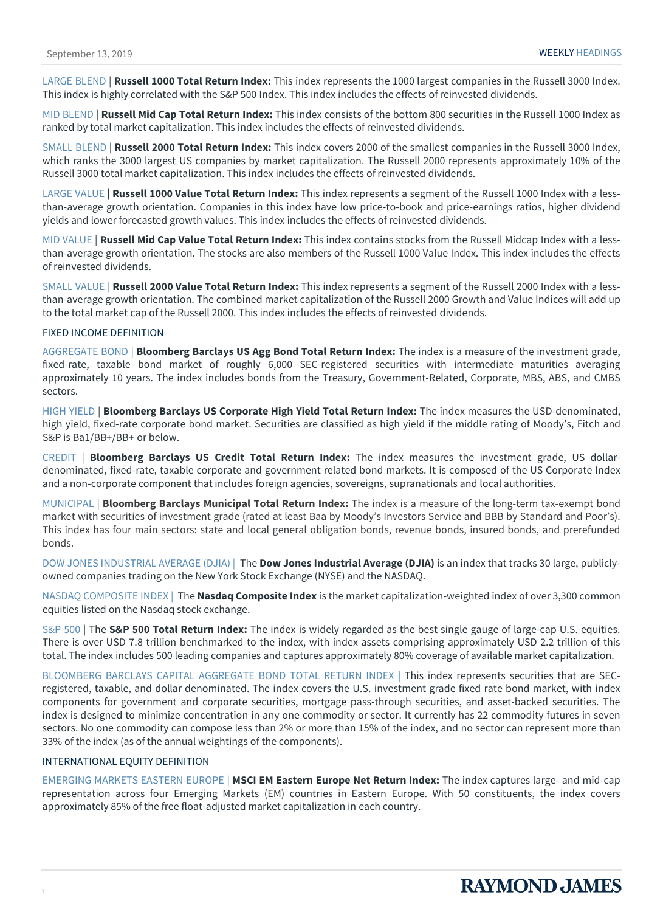LARGE BLEND | **Russell 1000 Total Return Index:** This index represents the 1000 largest companies in the Russell 3000 Index. This index is highly correlated with the S&P 500 Index. This index includes the effects of reinvested dividends.

MID BLEND | **Russell Mid Cap Total Return Index:** This index consists of the bottom 800 securities in the Russell 1000 Index as ranked by total market capitalization. This index includes the effects of reinvested dividends.

SMALL BLEND | **Russell 2000 Total Return Index:** This index covers 2000 of the smallest companies in the Russell 3000 Index, which ranks the 3000 largest US companies by market capitalization. The Russell 2000 represents approximately 10% of the Russell 3000 total market capitalization. This index includes the effects of reinvested dividends.

LARGE VALUE | **Russell 1000 Value Total Return Index:** This index represents a segment of the Russell 1000 Index with a less-than-average growth orientation. Companies in this index have low price-to-book and price-earnings ratios, higher dividend yields and lower forecasted growth values. This index includes the effects of reinvested dividends.

MID VALUE | **Russell Mid Cap Value Total Return Index:** This index contains stocks from the Russell Midcap Index with a less-than-average growth orientation. The stocks are also members of the Russell 1000 Value Index. This index includes the effects of reinvested dividends.

SMALL VALUE | **Russell 2000 Value Total Return Index:** This index represents a segment of the Russell 2000 Index with a less-than-average growth orientation. The combined market capitalization of the Russell 2000 Growth and Value Indices will add up to the total market cap of the Russell 2000. This index includes the effects of reinvested dividends.

## FIXED INCOME DEFINITION

AGGREGATE BOND | **Bloomberg Barclays US Agg Bond Total Return Index:** The index is a measure of the investment grade, fixed-rate, taxable bond market of roughly 6,000 SEC-registered securities with intermediate maturities averaging approximately 10 years. The index includes bonds from the Treasury, Government-Related, Corporate, MBS, ABS, and CMBS sectors.

HIGH YIELD | **Bloomberg Barclays US Corporate High Yield Total Return Index:** The index measures the USD-denominated, high yield, fixed-rate corporate bond market. Securities are classified as high yield if the middle rating of Moody's, Fitch and S&P is Ba1/BB+/BB+ or below.

CREDIT | **Bloomberg Barclays US Credit Total Return Index:** The index measures the investment grade, US dollar-denominated, fixed-rate, taxable corporate and government related bond markets. It is composed of the US Corporate Index and a non-corporate component that includes foreign agencies, sovereigns, supranationals and local authorities.

MUNICIPAL | **Bloomberg Barclays Municipal Total Return Index:** The index is a measure of the long-term tax-exempt bond market with securities of investment grade (rated at least Baa by Moody's Investors Service and BBB by Standard and Poor's). This index has four main sectors: state and local general obligation bonds, revenue bonds, insured bonds, and prerefunded bonds.

DOW JONES INDUSTRIAL AVERAGE (DJIA) | The **Dow Jones Industrial Average (DJIA)** is an index that tracks 30 large, publicly-owned companies trading on the New York Stock Exchange (NYSE) and the NASDAQ.

NASDAQ COMPOSITE INDEX | The **Nasdaq Composite Index** is the market capitalization-weighted index of over 3,300 common equities listed on the Nasdaq stock exchange.

S&P 500 | The **S&P 500 Total Return Index:** The index is widely regarded as the best single gauge of large-cap U.S. equities. There is over USD 7.8 trillion benchmarked to the index, with index assets comprising approximately USD 2.2 trillion of this total. The index includes 500 leading companies and captures approximately 80% coverage of available market capitalization.

BLOOMBERG BARCLAYS CAPITAL AGGREGATE BOND TOTAL RETURN INDEX | This index represents securities that are SEC-registered, taxable, and dollar denominated. The index covers the U.S. investment grade fixed rate bond market, with index components for government and corporate securities, mortgage pass-through securities, and asset-backed securities. The index is designed to minimize concentration in any one commodity or sector. It currently has 22 commodity futures in seven sectors. No one commodity can compose less than 2% or more than 15% of the index, and no sector can represent more than 33% of the index (as of the annual weightings of the components).

## INTERNATIONAL EQUITY DEFINITION

EMERGING MARKETS EASTERN EUROPE | **MSCI EM Eastern Europe Net Return Index:** The index captures large- and mid-cap representation across four Emerging Markets (EM) countries in Eastern Europe. With 50 constituents, the index covers approximately 85% of the free float-adjusted market capitalization in each country.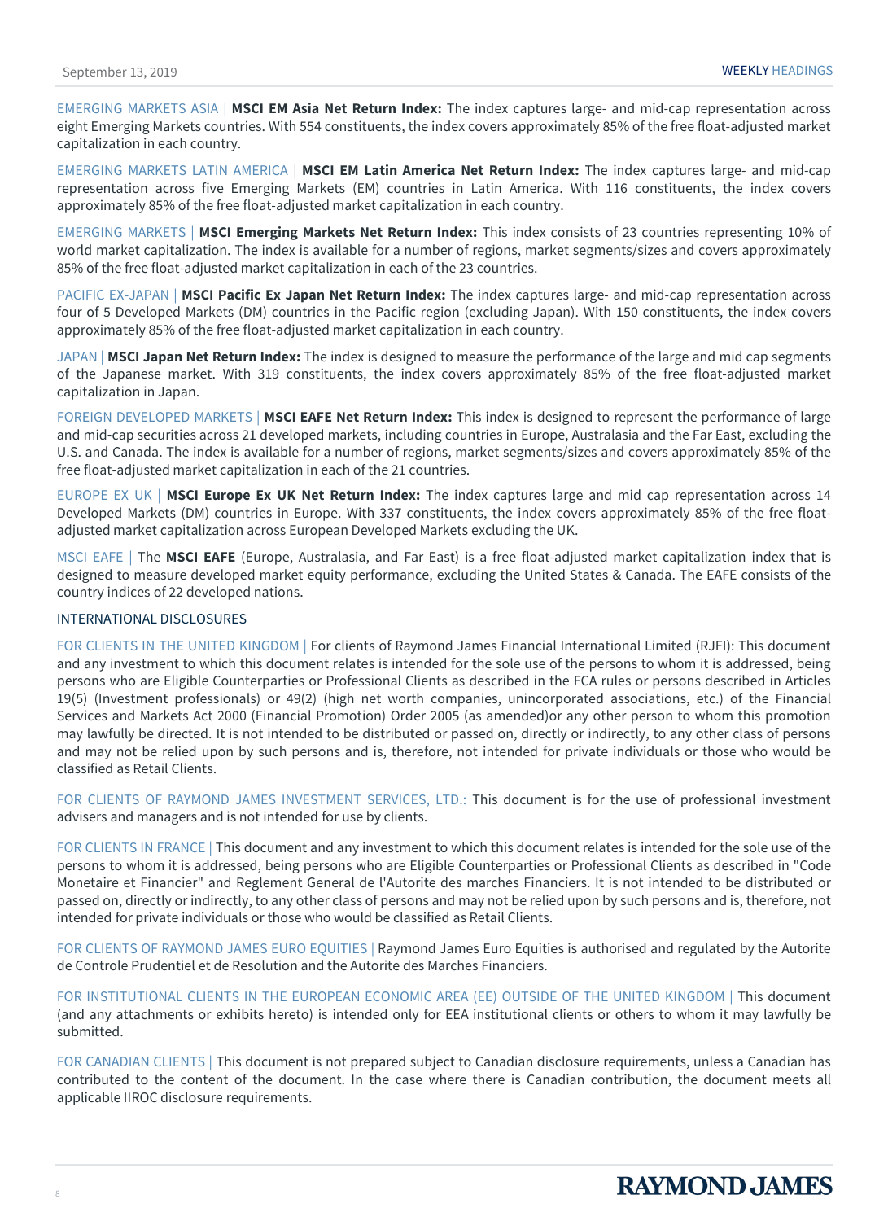EMERGING MARKETS ASIA | **MSCI EM Asia Net Return Index:** The index captures large- and mid-cap representation across eight Emerging Markets countries. With 554 constituents, the index covers approximately 85% of the free float-adjusted market capitalization in each country.

EMERGING MARKETS LATIN AMERICA | **MSCI EM Latin America Net Return Index:** The index captures large- and mid-cap representation across five Emerging Markets (EM) countries in Latin America. With 116 constituents, the index covers approximately 85% of the free float-adjusted market capitalization in each country.

EMERGING MARKETS | **MSCI Emerging Markets Net Return Index:** This index consists of 23 countries representing 10% of world market capitalization. The index is available for a number of regions, market segments/sizes and covers approximately 85% of the free float-adjusted market capitalization in each of the 23 countries.

PACIFIC EX-JAPAN | **MSCI Pacific Ex Japan Net Return Index:** The index captures large- and mid-cap representation across four of 5 Developed Markets (DM) countries in the Pacific region (excluding Japan). With 150 constituents, the index covers approximately 85% of the free float-adjusted market capitalization in each country.

JAPAN | **MSCI Japan Net Return Index:** The index is designed to measure the performance of the large and mid cap segments of the Japanese market. With 319 constituents, the index covers approximately 85% of the free float-adjusted market capitalization in Japan.

FOREIGN DEVELOPED MARKETS | **MSCI EAFE Net Return Index:** This index is designed to represent the performance of large and mid-cap securities across 21 developed markets, including countries in Europe, Australasia and the Far East, excluding the U.S. and Canada. The index is available for a number of regions, market segments/sizes and covers approximately 85% of the free float-adjusted market capitalization in each of the 21 countries.

EUROPE EX UK | **MSCI Europe Ex UK Net Return Index:** The index captures large and mid cap representation across 14 Developed Markets (DM) countries in Europe. With 337 constituents, the index covers approximately 85% of the free float-adjusted market capitalization across European Developed Markets excluding the UK.

MSCI EAFE | The **MSCI EAFE** (Europe, Australasia, and Far East) is a free float-adjusted market capitalization index that is designed to measure developed market equity performance, excluding the United States & Canada. The EAFE consists of the country indices of 22 developed nations.

## INTERNATIONAL DISCLOSURES

FOR CLIENTS IN THE UNITED KINGDOM | For clients of Raymond James Financial International Limited (RJFI): This document and any investment to which this document relates is intended for the sole use of the persons to whom it is addressed, being persons who are Eligible Counterparties or Professional Clients as described in the FCA rules or persons described in Articles 19(5) (Investment professionals) or 49(2) (high net worth companies, unincorporated associations, etc.) of the Financial Services and Markets Act 2000 (Financial Promotion) Order 2005 (as amended)or any other person to whom this promotion may lawfully be directed. It is not intended to be distributed or passed on, directly or indirectly, to any other class of persons and may not be relied upon by such persons and is, therefore, not intended for private individuals or those who would be classified as Retail Clients.

FOR CLIENTS OF RAYMOND JAMES INVESTMENT SERVICES, LTD.: This document is for the use of professional investment advisers and managers and is not intended for use by clients.

FOR CLIENTS IN FRANCE | This document and any investment to which this document relates is intended for the sole use of the persons to whom it is addressed, being persons who are Eligible Counterparties or Professional Clients as described in "Code Monetaire et Financier" and Reglement General de l'Autorite des marches Financiers. It is not intended to be distributed or passed on, directly or indirectly, to any other class of persons and may not be relied upon by such persons and is, therefore, not intended for private individuals or those who would be classified as Retail Clients.

FOR CLIENTS OF RAYMOND JAMES EURO EQUITIES | Raymond James Euro Equities is authorised and regulated by the Autorite de Controle Prudentiel et de Resolution and the Autorite des Marches Financiers.

FOR INSTITUTIONAL CLIENTS IN THE EUROPEAN ECONOMIC AREA (EE) OUTSIDE OF THE UNITED KINGDOM | This document (and any attachments or exhibits hereto) is intended only for EEA institutional clients or others to whom it may lawfully be submitted.

FOR CANADIAN CLIENTS | This document is not prepared subject to Canadian disclosure requirements, unless a Canadian has contributed to the content of the document. In the case where there is Canadian contribution, the document meets all applicable IIROC disclosure requirements.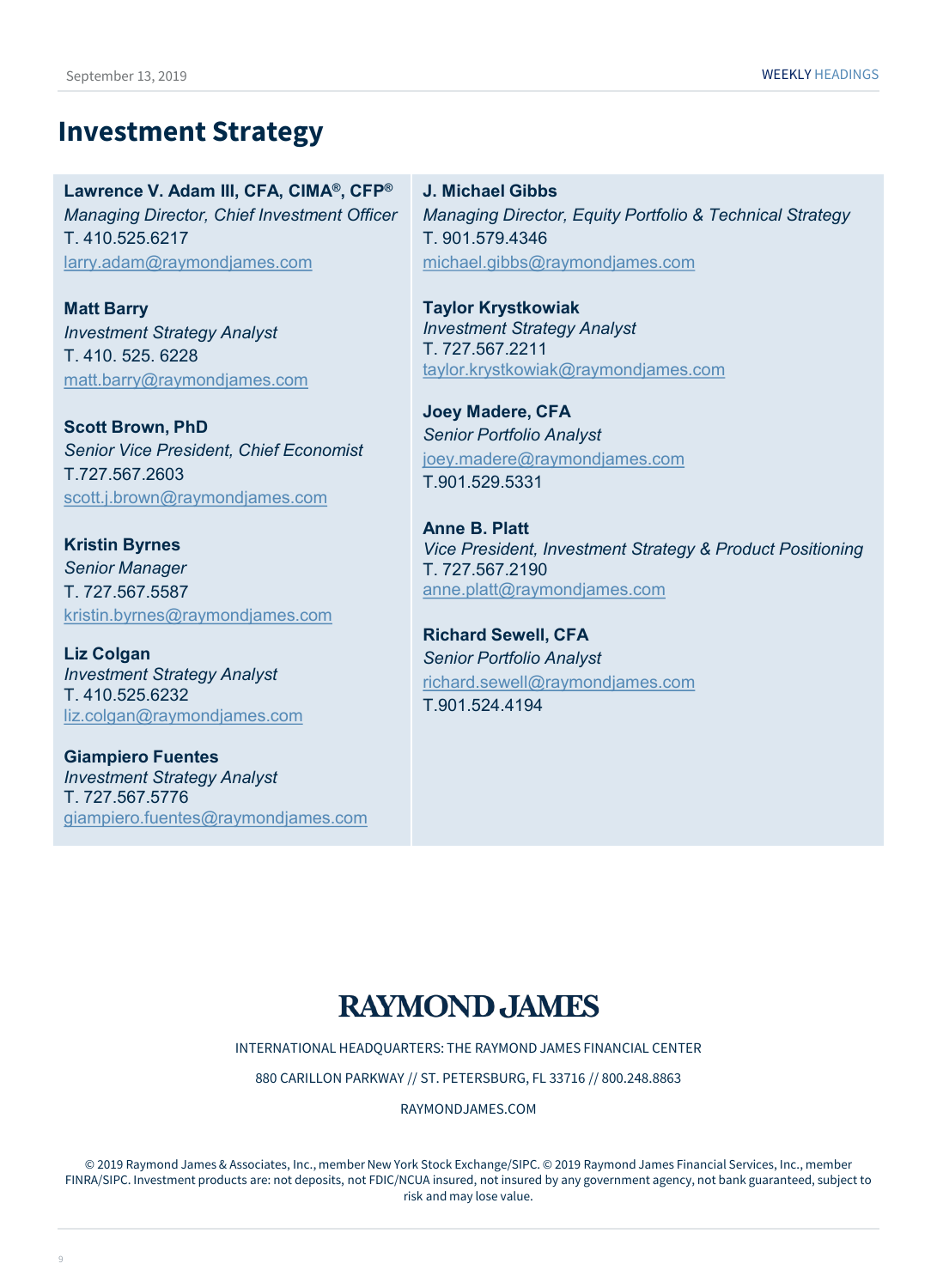# Investment Strategy

**Lawrence V. Adam III, CFA, CIMA®, CFP®**
*Managing Director, Chief Investment Officer*
T. 410.525.6217
larry.adam@raymondjames.com

**Matt Barry**
*Investment Strategy Analyst*
T. 410. 525. 6228
matt.barry@raymondjames.com

**Scott Brown, PhD**
*Senior Vice President, Chief Economist*
T.727.567.2603
scott.j.brown@raymondjames.com

**Kristin Byrnes**
*Senior Manager*
T. 727.567.5587
kristin.byrnes@raymondjames.com

**Liz Colgan**
*Investment Strategy Analyst*
T. 410.525.6232
liz.colgan@raymondjames.com

**Giampiero Fuentes**
*Investment Strategy Analyst*
T. 727.567.5776
giampiero.fuentes@raymondjames.com

**J. Michael Gibbs**
*Managing Director, Equity Portfolio & Technical Strategy*
T. 901.579.4346
michael.gibbs@raymondjames.com

**Taylor Krystkowiak**
*Investment Strategy Analyst*
T. 727.567.2211
taylor.krystkowiak@raymondjames.com

**Joey Madere, CFA**
*Senior Portfolio Analyst*
joey.madere@raymondjames.com
T.901.529.5331

**Anne B. Platt**
*Vice President, Investment Strategy & Product Positioning*
T. 727.567.2190
anne.platt@raymondjames.com

**Richard Sewell, CFA**
*Senior Portfolio Analyst*
richard.sewell@raymondjames.com
T.901.524.4194

**RAYMOND JAMES**

INTERNATIONAL HEADQUARTERS: THE RAYMOND JAMES FINANCIAL CENTER

880 CARILLON PARKWAY // ST. PETERSBURG, FL 33716 // 800.248.8863

RAYMONDJAMES.COM

© 2019 Raymond James & Associates, Inc., member New York Stock Exchange/SIPC. © 2019 Raymond James Financial Services, Inc., member FINRA/SIPC. Investment products are: not deposits, not FDIC/NCUA insured, not insured by any government agency, not bank guaranteed, subject to risk and may lose value.